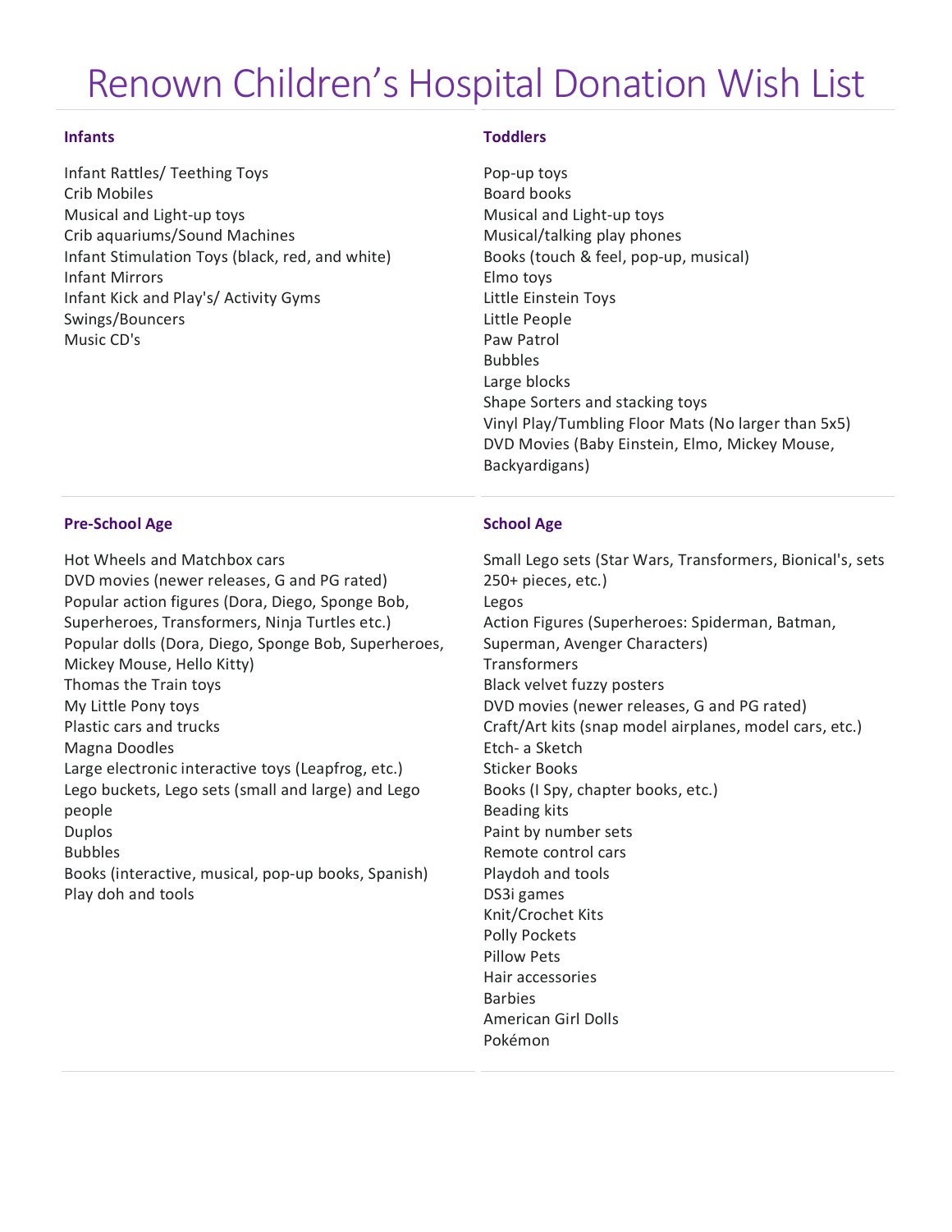# Renown Children's Hospital Donation Wish List

## Infants

Infant Rattles/ Teething Toys
Crib Mobiles
Musical and Light-up toys
Crib aquariums/Sound Machines
Infant Stimulation Toys (black, red, and white)
Infant Mirrors
Infant Kick and Play's/ Activity Gyms
Swings/Bouncers
Music CD's

## Toddlers

Pop-up toys
Board books
Musical and Light-up toys
Musical/talking play phones
Books (touch & feel, pop-up, musical)
Elmo toys
Little Einstein Toys
Little People
Paw Patrol
Bubbles
Large blocks
Shape Sorters and stacking toys
Vinyl Play/Tumbling Floor Mats (No larger than 5x5)
DVD Movies (Baby Einstein, Elmo, Mickey Mouse, Backyardigans)

## Pre-School Age

Hot Wheels and Matchbox cars
DVD movies (newer releases, G and PG rated)
Popular action figures (Dora, Diego, Sponge Bob, Superheroes, Transformers, Ninja Turtles etc.)
Popular dolls (Dora, Diego, Sponge Bob, Superheroes, Mickey Mouse, Hello Kitty)
Thomas the Train toys
My Little Pony toys
Plastic cars and trucks
Magna Doodles
Large electronic interactive toys (Leapfrog, etc.)
Lego buckets, Lego sets (small and large) and Lego people
Duplos
Bubbles
Books (interactive, musical, pop-up books, Spanish)
Play doh and tools

## School Age

Small Lego sets (Star Wars, Transformers, Bionical's, sets 250+ pieces, etc.)
Legos
Action Figures (Superheroes: Spiderman, Batman, Superman, Avenger Characters)
Transformers
Black velvet fuzzy posters
DVD movies (newer releases, G and PG rated)
Craft/Art kits (snap model airplanes, model cars, etc.)
Etch- a Sketch
Sticker Books
Books (I Spy, chapter books, etc.)
Beading kits
Paint by number sets
Remote control cars
Playdoh and tools
DS3i games
Knit/Crochet Kits
Polly Pockets
Pillow Pets
Hair accessories
Barbies
American Girl Dolls
Pokémon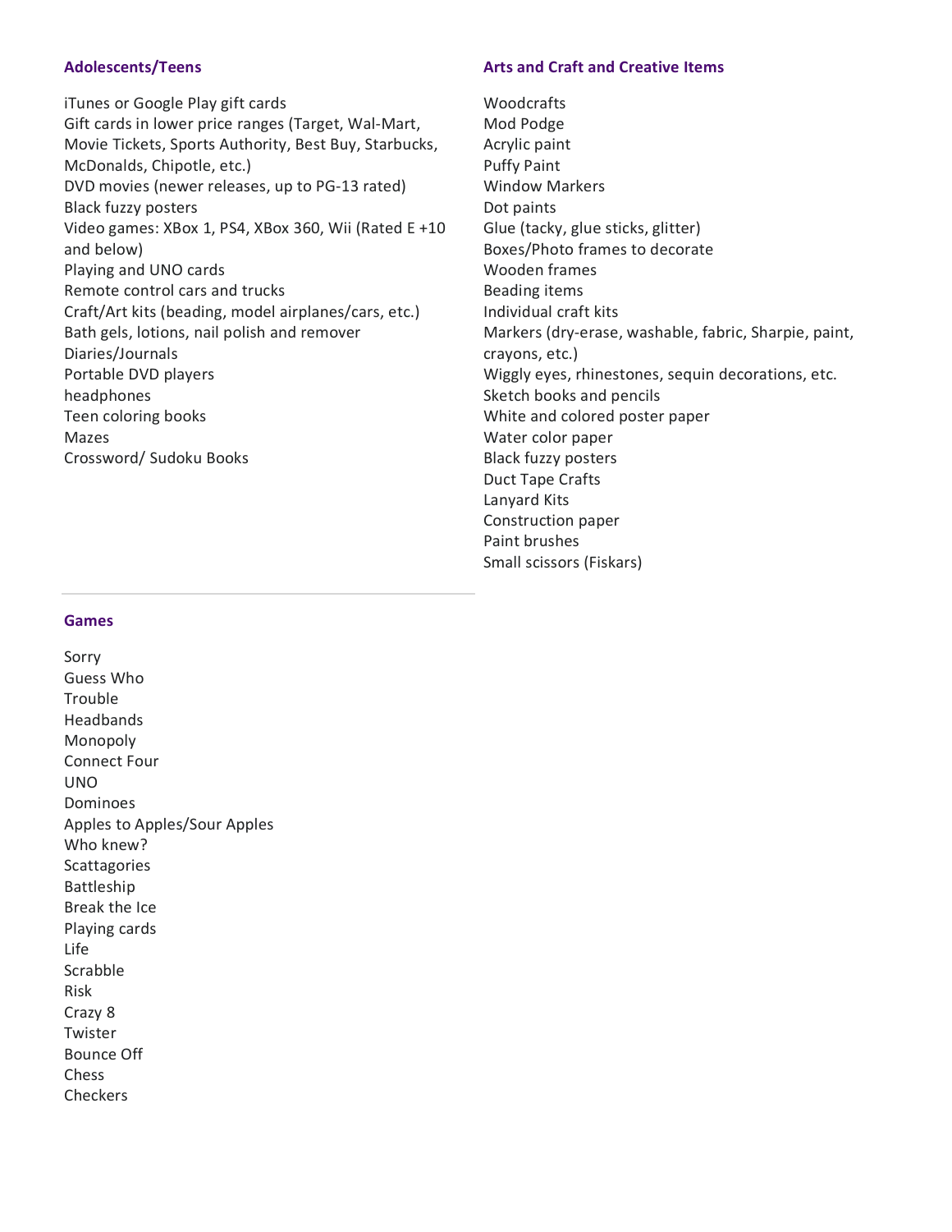### Adolescents/Teens

iTunes or Google Play gift cards
Gift cards in lower price ranges (Target, Wal-Mart, Movie Tickets, Sports Authority, Best Buy, Starbucks, McDonalds, Chipotle, etc.)
DVD movies (newer releases, up to PG-13 rated)
Black fuzzy posters
Video games: XBox 1, PS4, XBox 360, Wii (Rated E +10 and below)
Playing and UNO cards
Remote control cars and trucks
Craft/Art kits (beading, model airplanes/cars, etc.)
Bath gels, lotions, nail polish and remover
Diaries/Journals
Portable DVD players
headphones
Teen coloring books
Mazes
Crossword/ Sudoku Books

### Arts and Craft and Creative Items

Woodcrafts
Mod Podge
Acrylic paint
Puffy Paint
Window Markers
Dot paints
Glue (tacky, glue sticks, glitter)
Boxes/Photo frames to decorate
Wooden frames
Beading items
Individual craft kits
Markers (dry-erase, washable, fabric, Sharpie, paint, crayons, etc.)
Wiggly eyes, rhinestones, sequin decorations, etc.
Sketch books and pencils
White and colored poster paper
Water color paper
Black fuzzy posters
Duct Tape Crafts
Lanyard Kits
Construction paper
Paint brushes
Small scissors (Fiskars)

### Games

Sorry
Guess Who
Trouble
Headbands
Monopoly
Connect Four
UNO
Dominoes
Apples to Apples/Sour Apples
Who knew?
Scattagories
Battleship
Break the Ice
Playing cards
Life
Scrabble
Risk
Crazy 8
Twister
Bounce Off
Chess
Checkers